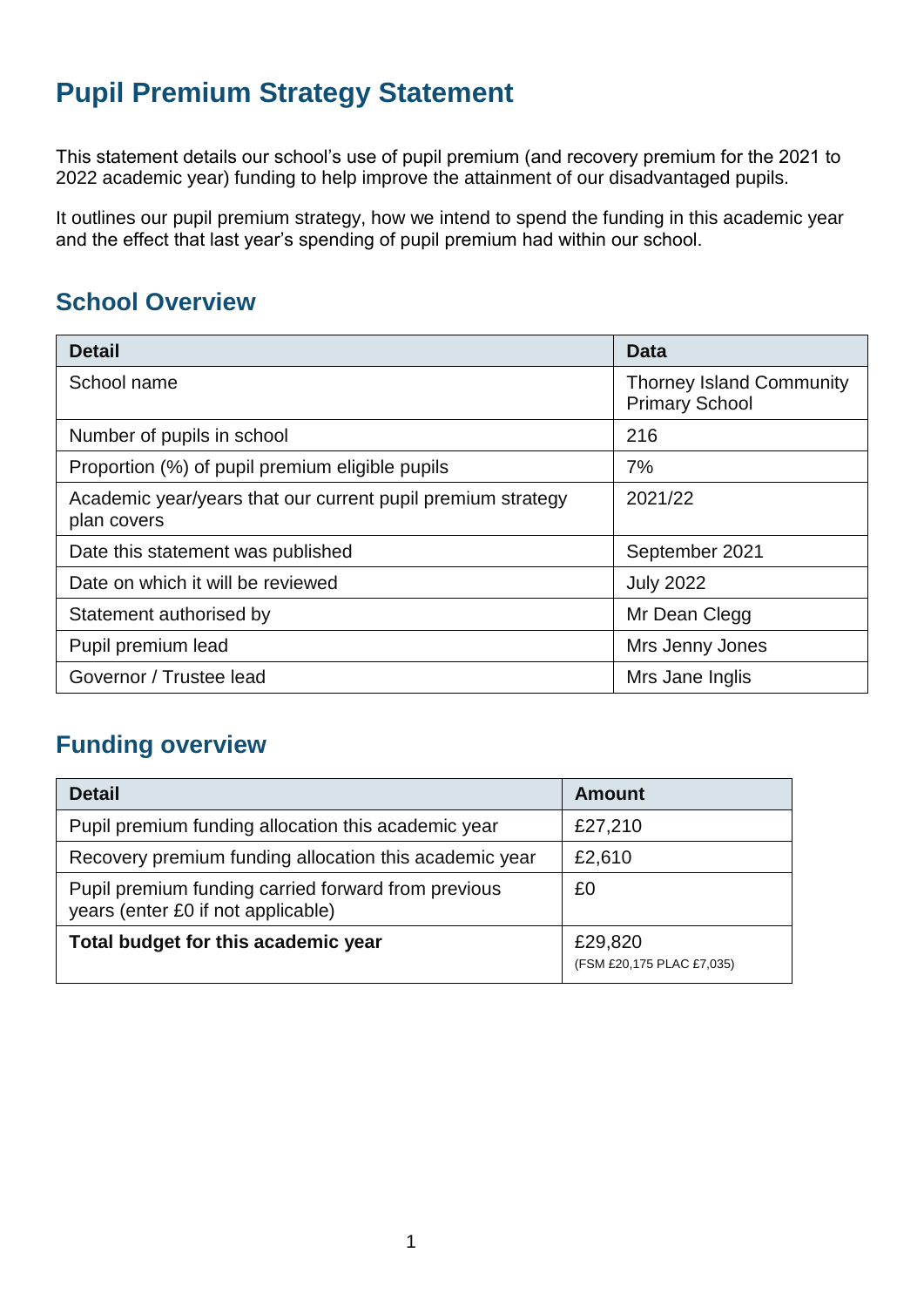# Pupil Premium Strategy Statement

This statement details our school's use of pupil premium (and recovery premium for the 2021 to 2022 academic year) funding to help improve the attainment of our disadvantaged pupils.

It outlines our pupil premium strategy, how we intend to spend the funding in this academic year and the effect that last year's spending of pupil premium had within our school.

## School Overview

| Detail | Data |
|---|---|
| School name | Thorney Island Community Primary School |
| Number of pupils in school | 216 |
| Proportion (%) of pupil premium eligible pupils | 7% |
| Academic year/years that our current pupil premium strategy plan covers | 2021/22 |
| Date this statement was published | September 2021 |
| Date on which it will be reviewed | July 2022 |
| Statement authorised by | Mr Dean Clegg |
| Pupil premium lead | Mrs Jenny Jones |
| Governor / Trustee lead | Mrs Jane Inglis |

## Funding overview

| Detail | Amount |
|---|---|
| Pupil premium funding allocation this academic year | £27,210 |
| Recovery premium funding allocation this academic year | £2,610 |
| Pupil premium funding carried forward from previous years (enter £0 if not applicable) | £0 |
| **Total budget for this academic year** | £29,820 (FSM £20,175 PLAC £7,035) |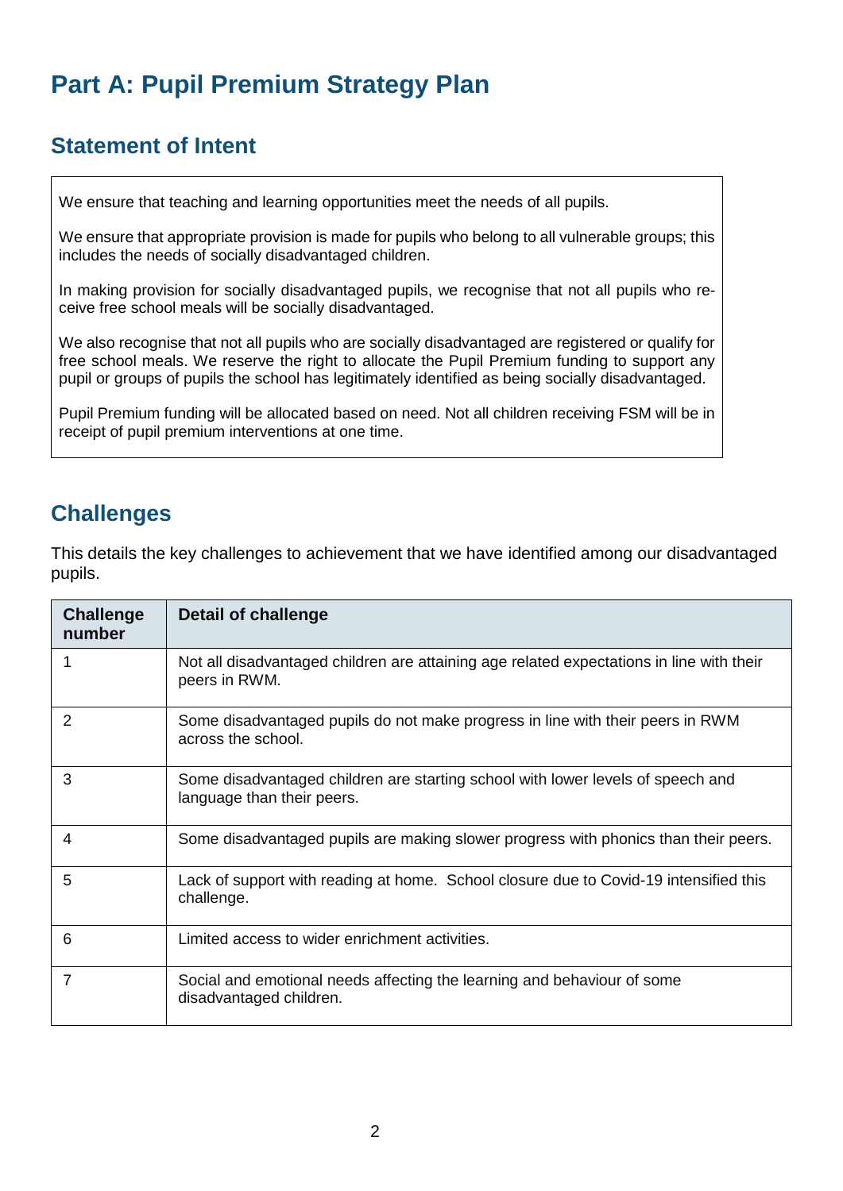# Part A: Pupil Premium Strategy Plan

## Statement of Intent

We ensure that teaching and learning opportunities meet the needs of all pupils.

We ensure that appropriate provision is made for pupils who belong to all vulnerable groups; this includes the needs of socially disadvantaged children.

In making provision for socially disadvantaged pupils, we recognise that not all pupils who receive free school meals will be socially disadvantaged.

We also recognise that not all pupils who are socially disadvantaged are registered or qualify for free school meals. We reserve the right to allocate the Pupil Premium funding to support any pupil or groups of pupils the school has legitimately identified as being socially disadvantaged.

Pupil Premium funding will be allocated based on need. Not all children receiving FSM will be in receipt of pupil premium interventions at one time.

## Challenges

This details the key challenges to achievement that we have identified among our disadvantaged pupils.

| Challenge number | Detail of challenge |
|---|---|
| 1 | Not all disadvantaged children are attaining age related expectations in line with their peers in RWM. |
| 2 | Some disadvantaged pupils do not make progress in line with their peers in RWM across the school. |
| 3 | Some disadvantaged children are starting school with lower levels of speech and language than their peers. |
| 4 | Some disadvantaged pupils are making slower progress with phonics than their peers. |
| 5 | Lack of support with reading at home. School closure due to Covid-19 intensified this challenge. |
| 6 | Limited access to wider enrichment activities. |
| 7 | Social and emotional needs affecting the learning and behaviour of some disadvantaged children. |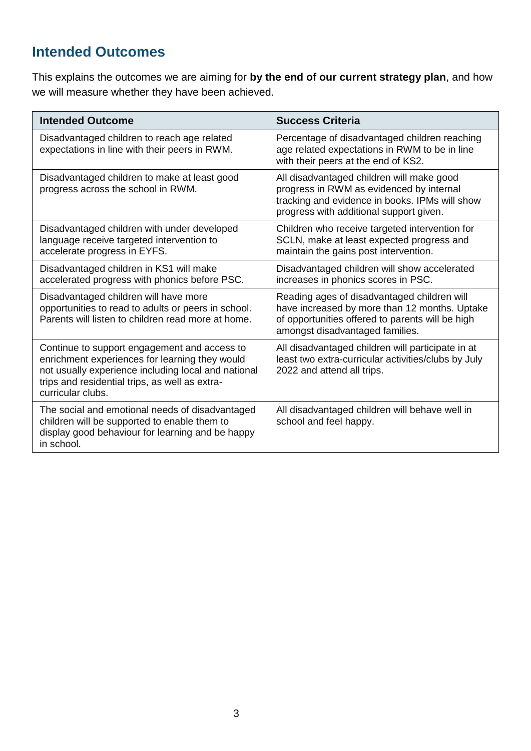## Intended Outcomes

This explains the outcomes we are aiming for **by the end of our current strategy plan**, and how we will measure whether they have been achieved.

| Intended Outcome | Success Criteria |
| --- | --- |
| Disadvantaged children to reach age related expectations in line with their peers in RWM. | Percentage of disadvantaged children reaching age related expectations in RWM to be in line with their peers at the end of KS2. |
| Disadvantaged children to make at least good progress across the school in RWM. | All disadvantaged children will make good progress in RWM as evidenced by internal tracking and evidence in books. IPMs will show progress with additional support given. |
| Disadvantaged children with under developed language receive targeted intervention to accelerate progress in EYFS. | Children who receive targeted intervention for SCLN, make at least expected progress and maintain the gains post intervention. |
| Disadvantaged children in KS1 will make accelerated progress with phonics before PSC. | Disadvantaged children will show accelerated increases in phonics scores in PSC. |
| Disadvantaged children will have more opportunities to read to adults or peers in school. Parents will listen to children read more at home. | Reading ages of disadvantaged children will have increased by more than 12 months. Uptake of opportunities offered to parents will be high amongst disadvantaged families. |
| Continue to support engagement and access to enrichment experiences for learning they would not usually experience including local and national trips and residential trips, as well as extra-curricular clubs. | All disadvantaged children will participate in at least two extra-curricular activities/clubs by July 2022 and attend all trips. |
| The social and emotional needs of disadvantaged children will be supported to enable them to display good behaviour for learning and be happy in school. | All disadvantaged children will behave well in school and feel happy. |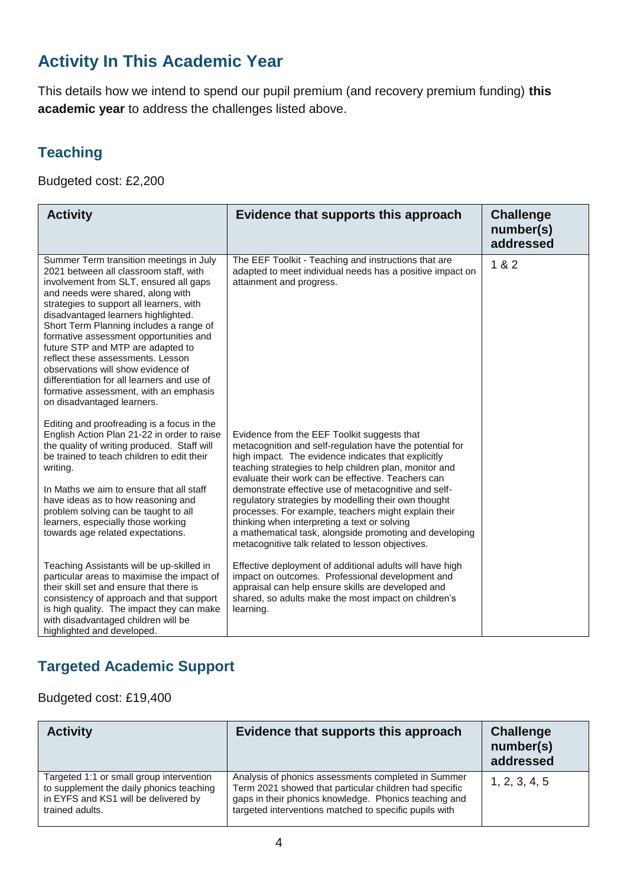## Activity In This Academic Year

This details how we intend to spend our pupil premium (and recovery premium funding) **this academic year** to address the challenges listed above.

### Teaching

Budgeted cost: £2,200

| Activity | Evidence that supports this approach | Challenge number(s) addressed |
|---|---|---|
| Summer Term transition meetings in July 2021 between all classroom staff, with involvement from SLT, ensured all gaps and needs were shared, along with strategies to support all learners, with disadvantaged learners highlighted. Short Term Planning includes a range of formative assessment opportunities and future STP and MTP are adapted to reflect these assessments. Lesson observations will show evidence of differentiation for all learners and use of formative assessment, with an emphasis on disadvantaged learners. | The EEF Toolkit - Teaching and instructions that are adapted to meet individual needs has a positive impact on attainment and progress. | 1 & 2 |
| Editing and proofreading is a focus in the English Action Plan 21-22 in order to raise the quality of writing produced. Staff will be trained to teach children to edit their writing.<br><br>In Maths we aim to ensure that all staff have ideas as to how reasoning and problem solving can be taught to all learners, especially those working towards age related expectations. | Evidence from the EEF Toolkit suggests that metacognition and self-regulation have the potential for high impact. The evidence indicates that explicitly teaching strategies to help children plan, monitor and evaluate their work can be effective. Teachers can demonstrate effective use of metacognitive and self-regulatory strategies by modelling their own thought processes. For example, teachers might explain their thinking when interpreting a text or solving a mathematical task, alongside promoting and developing metacognitive talk related to lesson objectives. | |
| Teaching Assistants will be up-skilled in particular areas to maximise the impact of their skill set and ensure that there is consistency of approach and that support is high quality. The impact they can make with disadvantaged children will be highlighted and developed. | Effective deployment of additional adults will have high impact on outcomes. Professional development and appraisal can help ensure skills are developed and shared, so adults make the most impact on children's learning. | |

### Targeted Academic Support

Budgeted cost: £19,400

| Activity | Evidence that supports this approach | Challenge number(s) addressed |
|---|---|---|
| Targeted 1:1 or small group intervention to supplement the daily phonics teaching in EYFS and KS1 will be delivered by trained adults. | Analysis of phonics assessments completed in Summer Term 2021 showed that particular children had specific gaps in their phonics knowledge. Phonics teaching and targeted interventions matched to specific pupils with | 1, 2, 3, 4, 5 |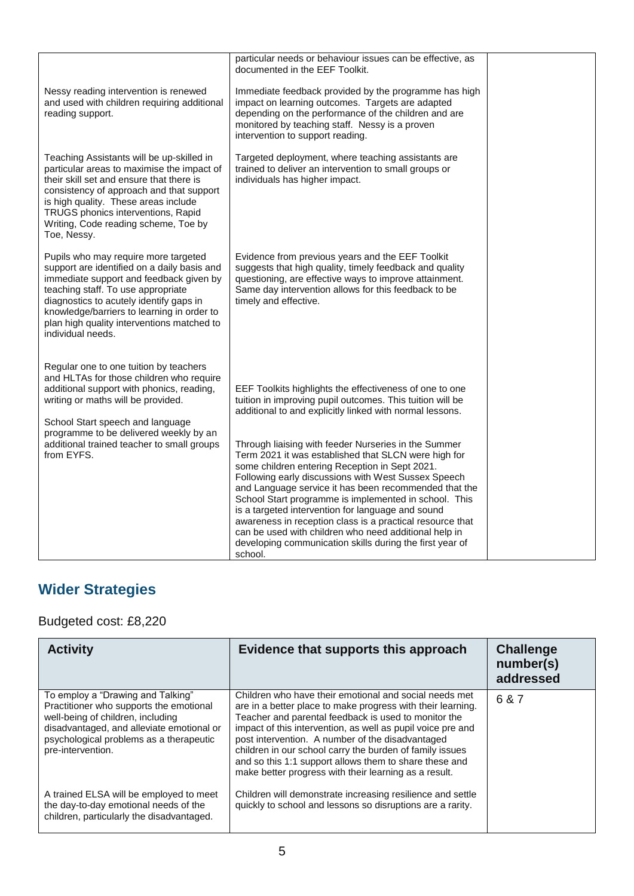| | | |
|---|---|---|
| | particular needs or behaviour issues can be effective, as documented in the EEF Toolkit. | |
| Nessy reading intervention is renewed and used with children requiring additional reading support. | Immediate feedback provided by the programme has high impact on learning outcomes. Targets are adapted depending on the performance of the children and are monitored by teaching staff. Nessy is a proven intervention to support reading. | |
| Teaching Assistants will be up-skilled in particular areas to maximise the impact of their skill set and ensure that there is consistency of approach and that support is high quality. These areas include TRUGS phonics interventions, Rapid Writing, Code reading scheme, Toe by Toe, Nessy. | Targeted deployment, where teaching assistants are trained to deliver an intervention to small groups or individuals has higher impact. | |
| Pupils who may require more targeted support are identified on a daily basis and immediate support and feedback given by teaching staff. To use appropriate diagnostics to acutely identify gaps in knowledge/barriers to learning in order to plan high quality interventions matched to individual needs. | Evidence from previous years and the EEF Toolkit suggests that high quality, timely feedback and quality questioning, are effective ways to improve attainment. Same day intervention allows for this feedback to be timely and effective. | |
| Regular one to one tuition by teachers and HLTAs for those children who require additional support with phonics, reading, writing or maths will be provided. | EEF Toolkits highlights the effectiveness of one to one tuition in improving pupil outcomes. This tuition will be additional to and explicitly linked with normal lessons. | |
| School Start speech and language programme to be delivered weekly by an additional trained teacher to small groups from EYFS. | Through liaising with feeder Nurseries in the Summer Term 2021 it was established that SLCN were high for some children entering Reception in Sept 2021. Following early discussions with West Sussex Speech and Language service it has been recommended that the School Start programme is implemented in school. This is a targeted intervention for language and sound awareness in reception class is a practical resource that can be used with children who need additional help in developing communication skills during the first year of school. | |

## Wider Strategies

Budgeted cost: £8,220

| Activity | Evidence that supports this approach | Challenge number(s) addressed |
|---|---|---|
| To employ a "Drawing and Talking" Practitioner who supports the emotional well-being of children, including disadvantaged, and alleviate emotional or psychological problems as a therapeutic pre-intervention. | Children who have their emotional and social needs met are in a better place to make progress with their learning. Teacher and parental feedback is used to monitor the impact of this intervention, as well as pupil voice pre and post intervention. A number of the disadvantaged children in our school carry the burden of family issues and so this 1:1 support allows them to share these and make better progress with their learning as a result. | 6 & 7 |
| A trained ELSA will be employed to meet the day-to-day emotional needs of the children, particularly the disadvantaged. | Children will demonstrate increasing resilience and settle quickly to school and lessons so disruptions are a rarity. | |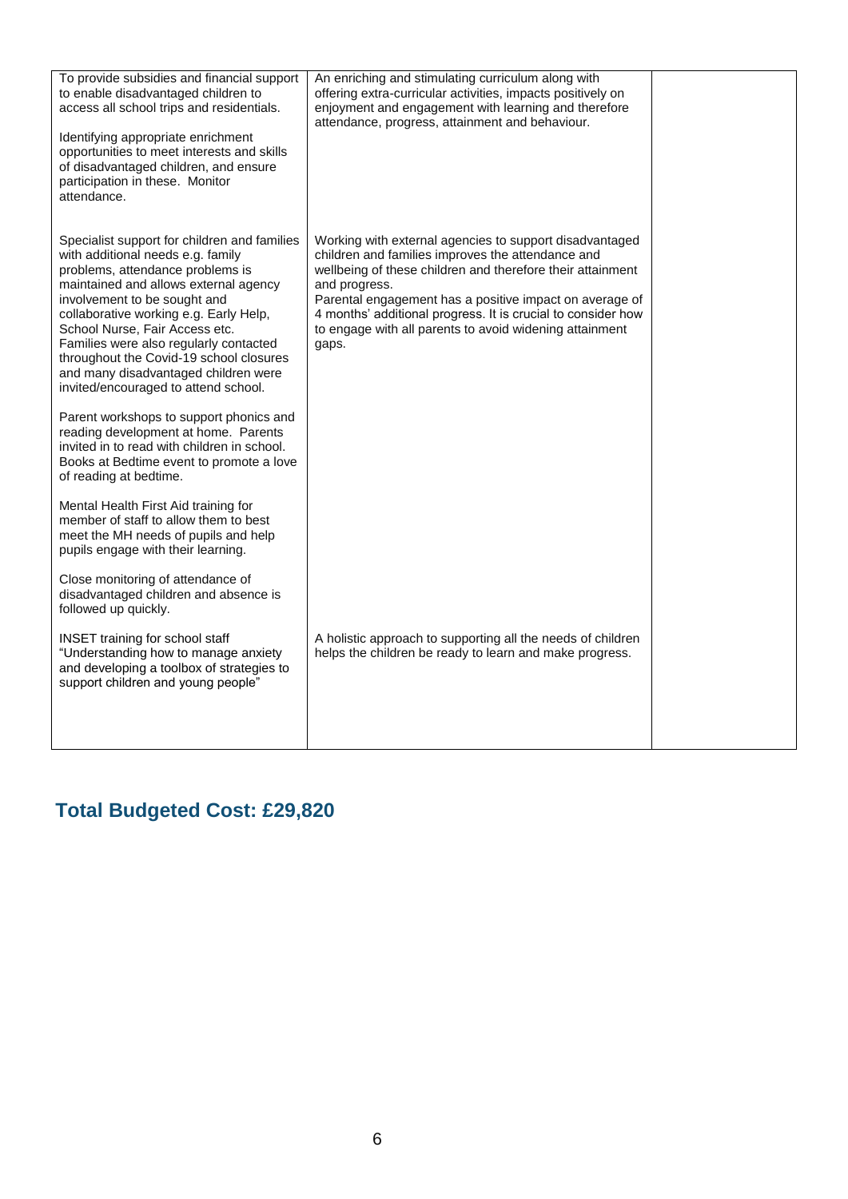| | | |
|---|---|---|
| To provide subsidies and financial support to enable disadvantaged children to access all school trips and residentials.<br><br>Identifying appropriate enrichment opportunities to meet interests and skills of disadvantaged children, and ensure participation in these. Monitor attendance. | An enriching and stimulating curriculum along with offering extra-curricular activities, impacts positively on enjoyment and engagement with learning and therefore attendance, progress, attainment and behaviour. | |
| Specialist support for children and families with additional needs e.g. family problems, attendance problems is maintained and allows external agency involvement to be sought and collaborative working e.g. Early Help, School Nurse, Fair Access etc. Families were also regularly contacted throughout the Covid-19 school closures and many disadvantaged children were invited/encouraged to attend school.<br><br>Parent workshops to support phonics and reading development at home. Parents invited in to read with children in school. Books at Bedtime event to promote a love of reading at bedtime.<br><br>Mental Health First Aid training for member of staff to allow them to best meet the MH needs of pupils and help pupils engage with their learning.<br><br>Close monitoring of attendance of disadvantaged children and absence is followed up quickly. | Working with external agencies to support disadvantaged children and families improves the attendance and wellbeing of these children and therefore their attainment and progress.<br>Parental engagement has a positive impact on average of 4 months' additional progress. It is crucial to consider how to engage with all parents to avoid widening attainment gaps. | |
| INSET training for school staff "Understanding how to manage anxiety and developing a toolbox of strategies to support children and young people" | A holistic approach to supporting all the needs of children helps the children be ready to learn and make progress. | |

## Total Budgeted Cost: £29,820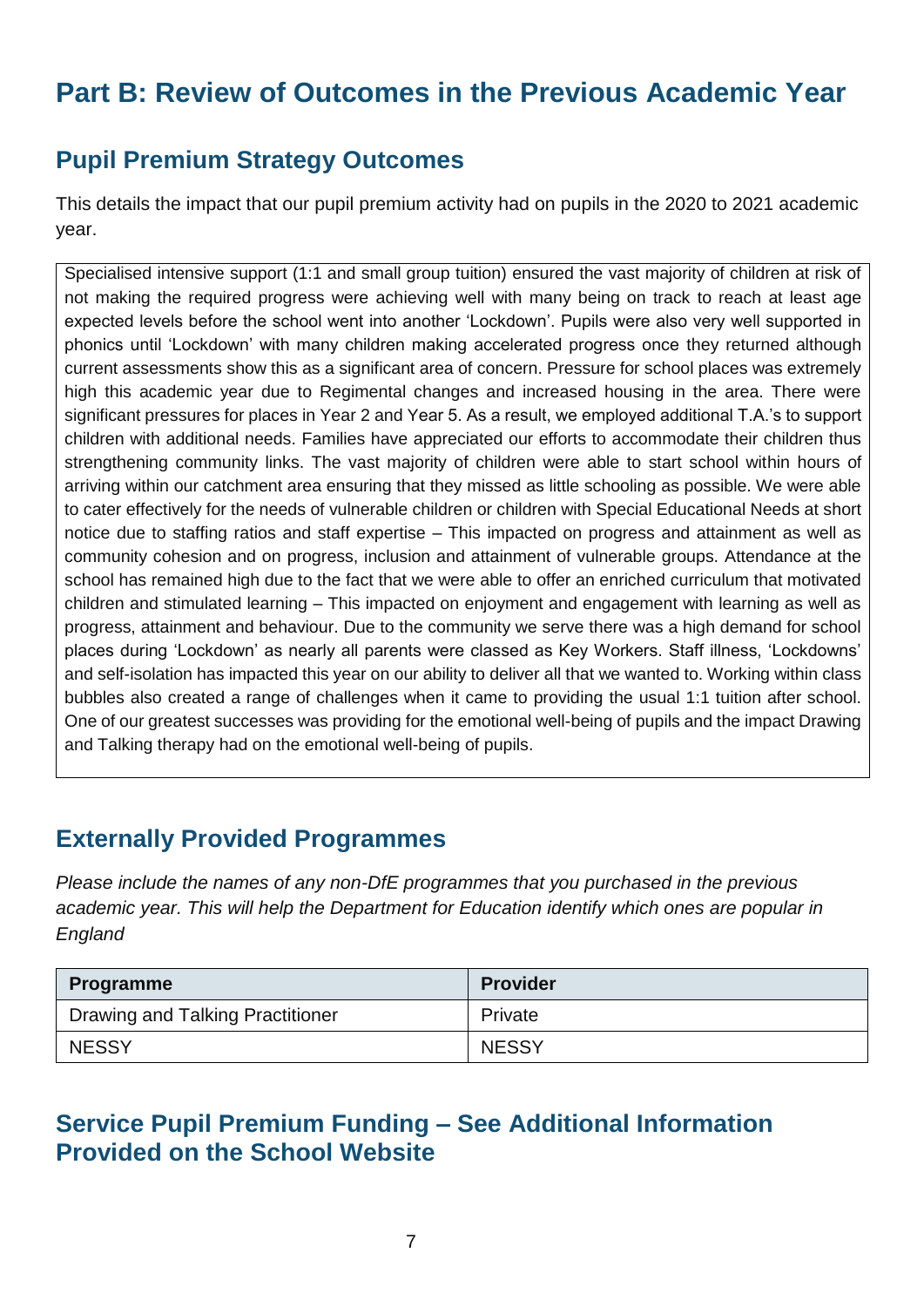# Part B: Review of Outcomes in the Previous Academic Year

## Pupil Premium Strategy Outcomes

This details the impact that our pupil premium activity had on pupils in the 2020 to 2021 academic year.

Specialised intensive support (1:1 and small group tuition) ensured the vast majority of children at risk of not making the required progress were achieving well with many being on track to reach at least age expected levels before the school went into another 'Lockdown'. Pupils were also very well supported in phonics until 'Lockdown' with many children making accelerated progress once they returned although current assessments show this as a significant area of concern. Pressure for school places was extremely high this academic year due to Regimental changes and increased housing in the area. There were significant pressures for places in Year 2 and Year 5. As a result, we employed additional T.A.'s to support children with additional needs. Families have appreciated our efforts to accommodate their children thus strengthening community links. The vast majority of children were able to start school within hours of arriving within our catchment area ensuring that they missed as little schooling as possible. We were able to cater effectively for the needs of vulnerable children or children with Special Educational Needs at short notice due to staffing ratios and staff expertise – This impacted on progress and attainment as well as community cohesion and on progress, inclusion and attainment of vulnerable groups. Attendance at the school has remained high due to the fact that we were able to offer an enriched curriculum that motivated children and stimulated learning – This impacted on enjoyment and engagement with learning as well as progress, attainment and behaviour. Due to the community we serve there was a high demand for school places during 'Lockdown' as nearly all parents were classed as Key Workers. Staff illness, 'Lockdowns' and self-isolation has impacted this year on our ability to deliver all that we wanted to. Working within class bubbles also created a range of challenges when it came to providing the usual 1:1 tuition after school. One of our greatest successes was providing for the emotional well-being of pupils and the impact Drawing and Talking therapy had on the emotional well-being of pupils.

## Externally Provided Programmes

*Please include the names of any non-DfE programmes that you purchased in the previous academic year. This will help the Department for Education identify which ones are popular in England*

| Programme | Provider |
| --- | --- |
| Drawing and Talking Practitioner | Private |
| NESSY | NESSY |

## Service Pupil Premium Funding – See Additional Information Provided on the School Website